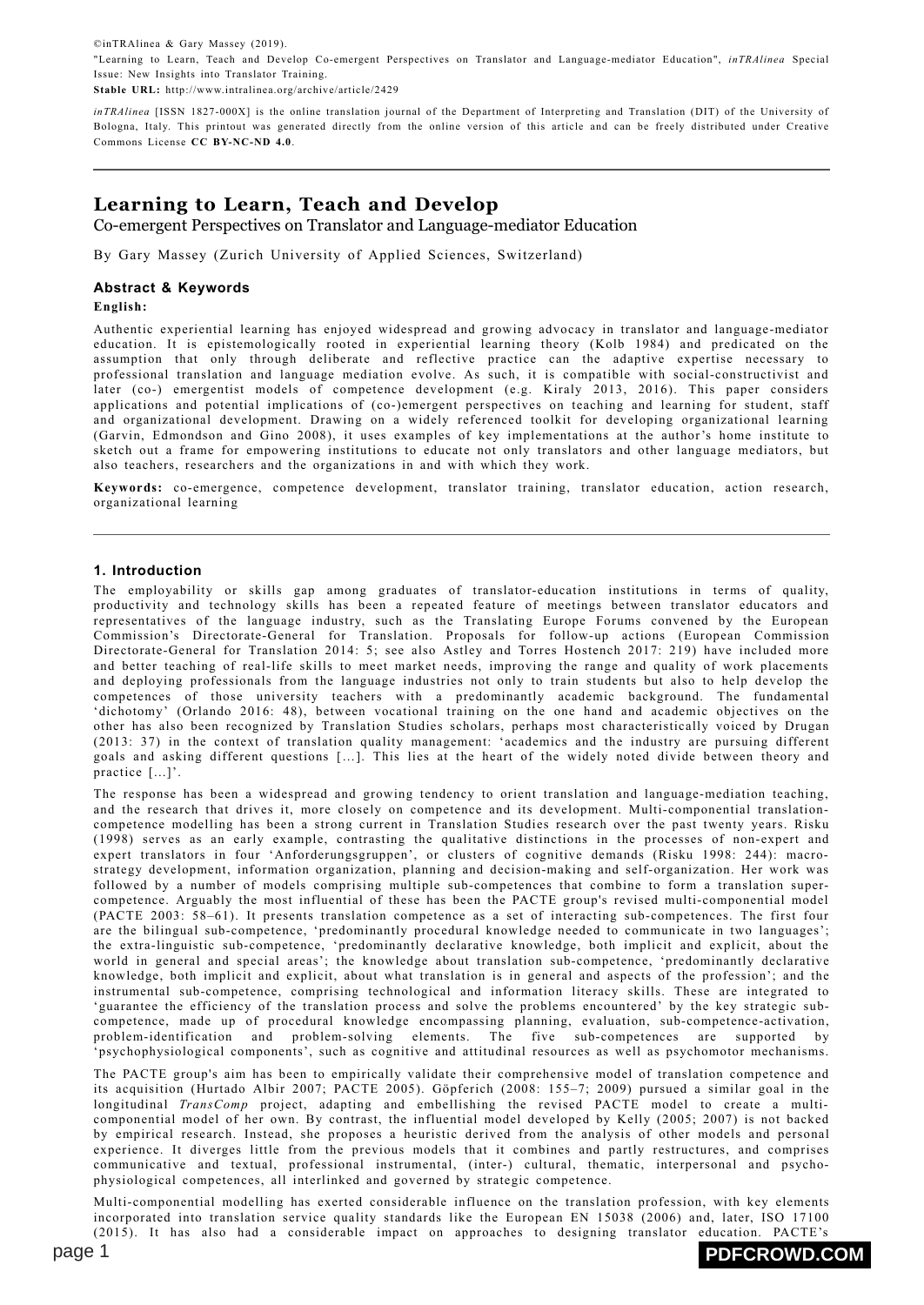©inTRAlinea & Gary Massey (2019).
"Learning to Learn, Teach and Develop Co-emergent Perspectives on Translator and Language-mediator Education", *inTRAlinea* Special Issue: New Insights into Translator Training.
**Stable URL:** http://www.intralinea.org/archive/article/2429

*inTRAlinea* [ISSN 1827-000X] is the online translation journal of the Department of Interpreting and Translation (DIT) of the University of Bologna, Italy. This printout was generated directly from the online version of this article and can be freely distributed under Creative Commons License **CC BY-NC-ND 4.0**.

---

# Learning to Learn, Teach and Develop

Co-emergent Perspectives on Translator and Language-mediator Education

By Gary Massey (Zurich University of Applied Sciences, Switzerland)

## Abstract & Keywords

**English:**

Authentic experiential learning has enjoyed widespread and growing advocacy in translator and language-mediator education. It is epistemologically rooted in experiential learning theory (Kolb 1984) and predicated on the assumption that only through deliberate and reflective practice can the adaptive expertise necessary to professional translation and language mediation evolve. As such, it is compatible with social-constructivist and later (co-) emergentist models of competence development (e.g. Kiraly 2013, 2016). This paper considers applications and potential implications of (co-)emergent perspectives on teaching and learning for student, staff and organizational development. Drawing on a widely referenced toolkit for developing organizational learning (Garvin, Edmondson and Gino 2008), it uses examples of key implementations at the author's home institute to sketch out a frame for empowering institutions to educate not only translators and other language mediators, but also teachers, researchers and the organizations in and with which they work.

**Keywords:** co-emergence, competence development, translator training, translator education, action research, organizational learning

---

## 1. Introduction

The employability or skills gap among graduates of translator-education institutions in terms of quality, productivity and technology skills has been a repeated feature of meetings between translator educators and representatives of the language industry, such as the Translating Europe Forums convened by the European Commission's Directorate-General for Translation. Proposals for follow-up actions (European Commission Directorate-General for Translation 2014: 5; see also Astley and Torres Hostench 2017: 219) have included more and better teaching of real-life skills to meet market needs, improving the range and quality of work placements and deploying professionals from the language industries not only to train students but also to help develop the competences of those university teachers with a predominantly academic background. The fundamental 'dichotomy' (Orlando 2016: 48), between vocational training on the one hand and academic objectives on the other has also been recognized by Translation Studies scholars, perhaps most characteristically voiced by Drugan (2013: 37) in the context of translation quality management: 'academics and the industry are pursuing different goals and asking different questions […]. This lies at the heart of the widely noted divide between theory and practice […]'.

The response has been a widespread and growing tendency to orient translation and language-mediation teaching, and the research that drives it, more closely on competence and its development. Multi-componential translation-competence modelling has been a strong current in Translation Studies research over the past twenty years. Risku (1998) serves as an early example, contrasting the qualitative distinctions in the processes of non-expert and expert translators in four 'Anforderungsgruppen', or clusters of cognitive demands (Risku 1998: 244): macro-strategy development, information organization, planning and decision-making and self-organization. Her work was followed by a number of models comprising multiple sub-competences that combine to form a translation super-competence. Arguably the most influential of these has been the PACTE group's revised multi-componential model (PACTE 2003: 58–61). It presents translation competence as a set of interacting sub-competences. The first four are the bilingual sub-competence, 'predominantly procedural knowledge needed to communicate in two languages'; the extra-linguistic sub-competence, 'predominantly declarative knowledge, both implicit and explicit, about the world in general and special areas'; the knowledge about translation sub-competence, 'predominantly declarative knowledge, both implicit and explicit, about what translation is in general and aspects of the profession'; and the instrumental sub-competence, comprising technological and information literacy skills. These are integrated to 'guarantee the efficiency of the translation process and solve the problems encountered' by the key strategic sub-competence, made up of procedural knowledge encompassing planning, evaluation, sub-competence-activation, problem-identification and problem-solving elements. The five sub-competences are supported by 'psychophysiological components', such as cognitive and attitudinal resources as well as psychomotor mechanisms.

The PACTE group's aim has been to empirically validate their comprehensive model of translation competence and its acquisition (Hurtado Albir 2007; PACTE 2005). Göpferich (2008: 155–7; 2009) pursued a similar goal in the longitudinal *TransComp* project, adapting and embellishing the revised PACTE model to create a multi-componential model of her own. By contrast, the influential model developed by Kelly (2005; 2007) is not backed by empirical research. Instead, she proposes a heuristic derived from the analysis of other models and personal experience. It diverges little from the previous models that it combines and partly restructures, and comprises communicative and textual, professional instrumental, (inter-) cultural, thematic, interpersonal and psycho-physiological competences, all interlinked and governed by strategic competence.

Multi-componential modelling has exerted considerable influence on the translation profession, with key elements incorporated into translation service quality standards like the European EN 15038 (2006) and, later, ISO 17100 (2015). It has also had a considerable impact on approaches to designing translator education. PACTE's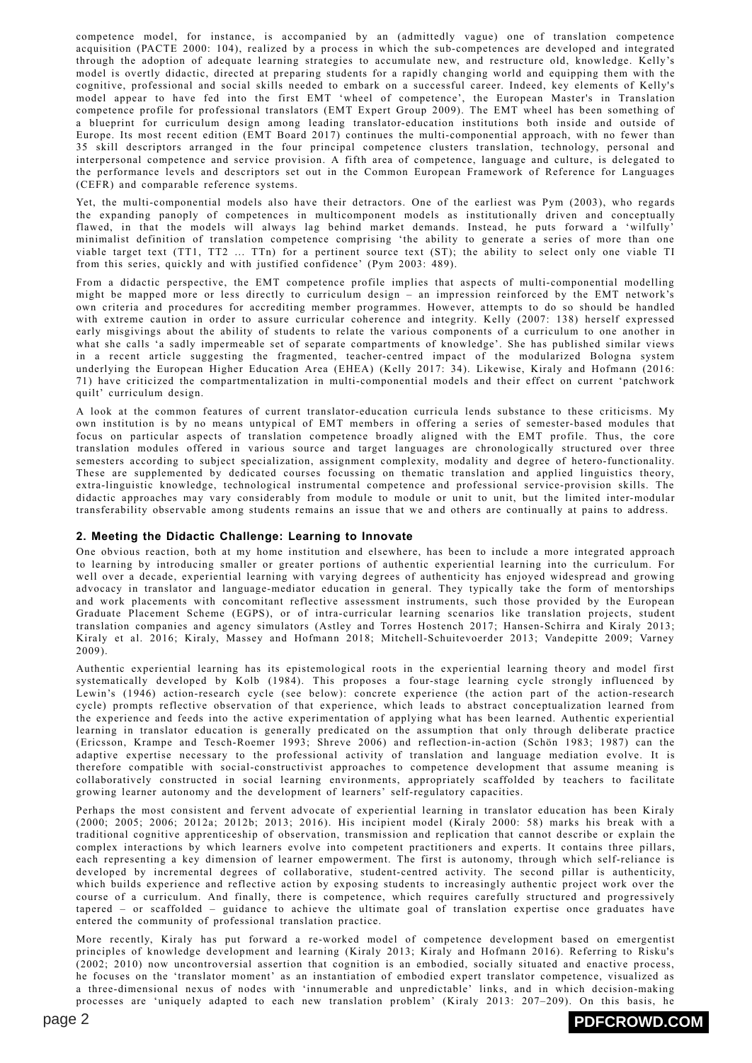competence model, for instance, is accompanied by an (admittedly vague) one of translation competence acquisition (PACTE 2000: 104), realized by a process in which the sub-competences are developed and integrated through the adoption of adequate learning strategies to accumulate new, and restructure old, knowledge. Kelly's model is overtly didactic, directed at preparing students for a rapidly changing world and equipping them with the cognitive, professional and social skills needed to embark on a successful career. Indeed, key elements of Kelly's model appear to have fed into the first EMT 'wheel of competence', the European Master's in Translation competence profile for professional translators (EMT Expert Group 2009). The EMT wheel has been something of a blueprint for curriculum design among leading translator-education institutions both inside and outside of Europe. Its most recent edition (EMT Board 2017) continues the multi-componential approach, with no fewer than 35 skill descriptors arranged in the four principal competence clusters translation, technology, personal and interpersonal competence and service provision. A fifth area of competence, language and culture, is delegated to the performance levels and descriptors set out in the Common European Framework of Reference for Languages (CEFR) and comparable reference systems.

Yet, the multi-componential models also have their detractors. One of the earliest was Pym (2003), who regards the expanding panoply of competences in multicomponent models as institutionally driven and conceptually flawed, in that the models will always lag behind market demands. Instead, he puts forward a 'wilfully' minimalist definition of translation competence comprising 'the ability to generate a series of more than one viable target text (TT1, TT2 … TTn) for a pertinent source text (ST); the ability to select only one viable TI from this series, quickly and with justified confidence' (Pym 2003: 489).

From a didactic perspective, the EMT competence profile implies that aspects of multi-componential modelling might be mapped more or less directly to curriculum design – an impression reinforced by the EMT network's own criteria and procedures for accrediting member programmes. However, attempts to do so should be handled with extreme caution in order to assure curricular coherence and integrity. Kelly (2007: 138) herself expressed early misgivings about the ability of students to relate the various components of a curriculum to one another in what she calls 'a sadly impermeable set of separate compartments of knowledge'. She has published similar views in a recent article suggesting the fragmented, teacher-centred impact of the modularized Bologna system underlying the European Higher Education Area (EHEA) (Kelly 2017: 34). Likewise, Kiraly and Hofmann (2016: 71) have criticized the compartmentalization in multi-componential models and their effect on current 'patchwork quilt' curriculum design.

A look at the common features of current translator-education curricula lends substance to these criticisms. My own institution is by no means untypical of EMT members in offering a series of semester-based modules that focus on particular aspects of translation competence broadly aligned with the EMT profile. Thus, the core translation modules offered in various source and target languages are chronologically structured over three semesters according to subject specialization, assignment complexity, modality and degree of hetero-functionality. These are supplemented by dedicated courses focussing on thematic translation and applied linguistics theory, extra-linguistic knowledge, technological instrumental competence and professional service-provision skills. The didactic approaches may vary considerably from module to module or unit to unit, but the limited inter-modular transferability observable among students remains an issue that we and others are continually at pains to address.

## 2. Meeting the Didactic Challenge: Learning to Innovate

One obvious reaction, both at my home institution and elsewhere, has been to include a more integrated approach to learning by introducing smaller or greater portions of authentic experiential learning into the curriculum. For well over a decade, experiential learning with varying degrees of authenticity has enjoyed widespread and growing advocacy in translator and language-mediator education in general. They typically take the form of mentorships and work placements with concomitant reflective assessment instruments, such those provided by the European Graduate Placement Scheme (EGPS), or of intra-curricular learning scenarios like translation projects, student translation companies and agency simulators (Astley and Torres Hostench 2017; Hansen-Schirra and Kiraly 2013; Kiraly et al. 2016; Kiraly, Massey and Hofmann 2018; Mitchell-Schuitevoerder 2013; Vandepitte 2009; Varney 2009).

Authentic experiential learning has its epistemological roots in the experiential learning theory and model first systematically developed by Kolb (1984). This proposes a four-stage learning cycle strongly influenced by Lewin's (1946) action-research cycle (see below): concrete experience (the action part of the action-research cycle) prompts reflective observation of that experience, which leads to abstract conceptualization learned from the experience and feeds into the active experimentation of applying what has been learned. Authentic experiential learning in translator education is generally predicated on the assumption that only through deliberate practice (Ericsson, Krampe and Tesch-Roemer 1993; Shreve 2006) and reflection-in-action (Schön 1983; 1987) can the adaptive expertise necessary to the professional activity of translation and language mediation evolve. It is therefore compatible with social-constructivist approaches to competence development that assume meaning is collaboratively constructed in social learning environments, appropriately scaffolded by teachers to facilitate growing learner autonomy and the development of learners' self-regulatory capacities.

Perhaps the most consistent and fervent advocate of experiential learning in translator education has been Kiraly (2000; 2005; 2006; 2012a; 2012b; 2013; 2016). His incipient model (Kiraly 2000: 58) marks his break with a traditional cognitive apprenticeship of observation, transmission and replication that cannot describe or explain the complex interactions by which learners evolve into competent practitioners and experts. It contains three pillars, each representing a key dimension of learner empowerment. The first is autonomy, through which self-reliance is developed by incremental degrees of collaborative, student-centred activity. The second pillar is authenticity, which builds experience and reflective action by exposing students to increasingly authentic project work over the course of a curriculum. And finally, there is competence, which requires carefully structured and progressively tapered – or scaffolded – guidance to achieve the ultimate goal of translation expertise once graduates have entered the community of professional translation practice.

More recently, Kiraly has put forward a re-worked model of competence development based on emergentist principles of knowledge development and learning (Kiraly 2013; Kiraly and Hofmann 2016). Referring to Risku's (2002; 2010) now uncontroversial assertion that cognition is an embodied, socially situated and enactive process, he focuses on the 'translator moment' as an instantiation of embodied expert translator competence, visualized as a three-dimensional nexus of nodes with 'innumerable and unpredictable' links, and in which decision-making processes are 'uniquely adapted to each new translation problem' (Kiraly 2013: 207–209). On this basis, he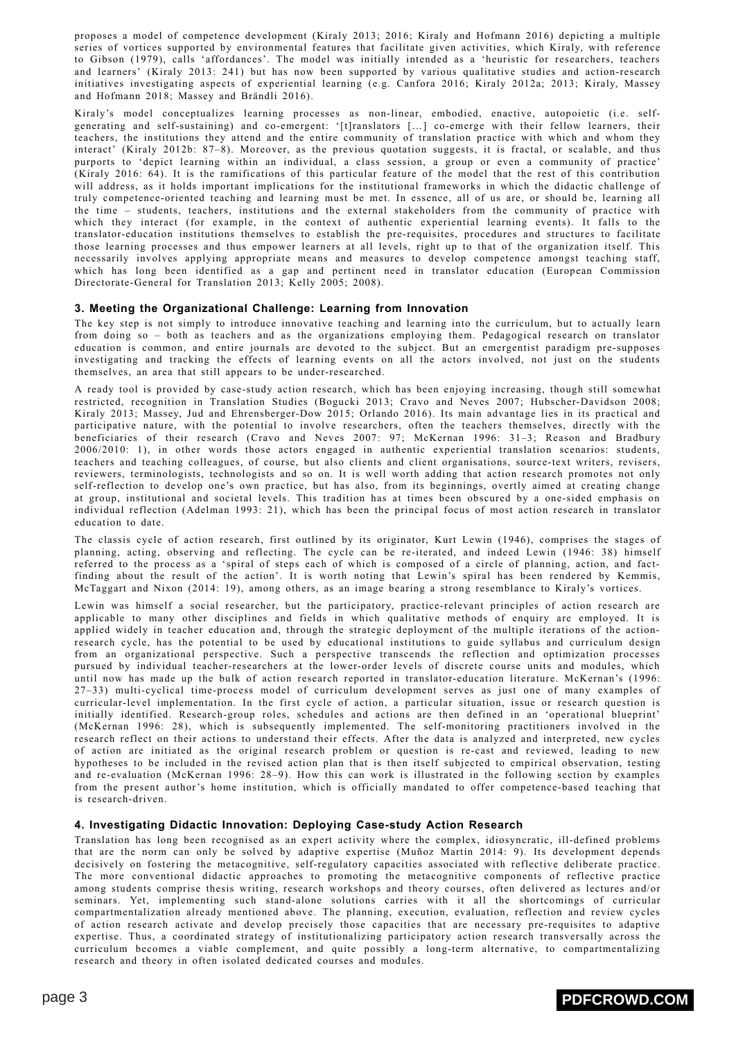proposes a model of competence development (Kiraly 2013; 2016; Kiraly and Hofmann 2016) depicting a multiple series of vortices supported by environmental features that facilitate given activities, which Kiraly, with reference to Gibson (1979), calls 'affordances'. The model was initially intended as a 'heuristic for researchers, teachers and learners' (Kiraly 2013: 241) but has now been supported by various qualitative studies and action-research initiatives investigating aspects of experiential learning (e.g. Canfora 2016; Kiraly 2012a; 2013; Kiraly, Massey and Hofmann 2018; Massey and Brändli 2016).

Kiraly's model conceptualizes learning processes as non-linear, embodied, enactive, autopoietic (i.e. self-generating and self-sustaining) and co-emergent: '[t]ranslators [...] co-emerge with their fellow learners, their teachers, the institutions they attend and the entire community of translation practice with which and whom they interact' (Kiraly 2012b: 87–8). Moreover, as the previous quotation suggests, it is fractal, or scalable, and thus purports to 'depict learning within an individual, a class session, a group or even a community of practice' (Kiraly 2016: 64). It is the ramifications of this particular feature of the model that the rest of this contribution will address, as it holds important implications for the institutional frameworks in which the didactic challenge of truly competence-oriented teaching and learning must be met. In essence, all of us are, or should be, learning all the time – students, teachers, institutions and the external stakeholders from the community of practice with which they interact (for example, in the context of authentic experiential learning events). It falls to the translator-education institutions themselves to establish the pre-requisites, procedures and structures to facilitate those learning processes and thus empower learners at all levels, right up to that of the organization itself. This necessarily involves applying appropriate means and measures to develop competence amongst teaching staff, which has long been identified as a gap and pertinent need in translator education (European Commission Directorate-General for Translation 2013; Kelly 2005; 2008).

### 3. Meeting the Organizational Challenge: Learning from Innovation

The key step is not simply to introduce innovative teaching and learning into the curriculum, but to actually learn from doing so – both as teachers and as the organizations employing them. Pedagogical research on translator education is common, and entire journals are devoted to the subject. But an emergentist paradigm pre-supposes investigating and tracking the effects of learning events on all the actors involved, not just on the students themselves, an area that still appears to be under-researched.

A ready tool is provided by case-study action research, which has been enjoying increasing, though still somewhat restricted, recognition in Translation Studies (Bogucki 2013; Cravo and Neves 2007; Hubscher-Davidson 2008; Kiraly 2013; Massey, Jud and Ehrensberger-Dow 2015; Orlando 2016). Its main advantage lies in its practical and participative nature, with the potential to involve researchers, often the teachers themselves, directly with the beneficiaries of their research (Cravo and Neves 2007: 97; McKernan 1996: 31–3; Reason and Bradbury 2006/2010: 1), in other words those actors engaged in authentic experiential translation scenarios: students, teachers and teaching colleagues, of course, but also clients and client organisations, source-text writers, revisers, reviewers, terminologists, technologists and so on. It is well worth adding that action research promotes not only self-reflection to develop one's own practice, but has also, from its beginnings, overtly aimed at creating change at group, institutional and societal levels. This tradition has at times been obscured by a one-sided emphasis on individual reflection (Adelman 1993: 21), which has been the principal focus of most action research in translator education to date.

The classis cycle of action research, first outlined by its originator, Kurt Lewin (1946), comprises the stages of planning, acting, observing and reflecting. The cycle can be re-iterated, and indeed Lewin (1946: 38) himself referred to the process as a 'spiral of steps each of which is composed of a circle of planning, action, and fact-finding about the result of the action'. It is worth noting that Lewin's spiral has been rendered by Kemmis, McTaggart and Nixon (2014: 19), among others, as an image bearing a strong resemblance to Kiraly's vortices.

Lewin was himself a social researcher, but the participatory, practice-relevant principles of action research are applicable to many other disciplines and fields in which qualitative methods of enquiry are employed. It is applied widely in teacher education and, through the strategic deployment of the multiple iterations of the action-research cycle, has the potential to be used by educational institutions to guide syllabus and curriculum design from an organizational perspective. Such a perspective transcends the reflection and optimization processes pursued by individual teacher-researchers at the lower-order levels of discrete course units and modules, which until now has made up the bulk of action research reported in translator-education literature. McKernan's (1996: 27–33) multi-cyclical time-process model of curriculum development serves as just one of many examples of curricular-level implementation. In the first cycle of action, a particular situation, issue or research question is initially identified. Research-group roles, schedules and actions are then defined in an 'operational blueprint' (McKernan 1996: 28), which is subsequently implemented. The self-monitoring practitioners involved in the research reflect on their actions to understand their effects. After the data is analyzed and interpreted, new cycles of action are initiated as the original research problem or question is re-cast and reviewed, leading to new hypotheses to be included in the revised action plan that is then itself subjected to empirical observation, testing and re-evaluation (McKernan 1996: 28–9). How this can work is illustrated in the following section by examples from the present author's home institution, which is officially mandated to offer competence-based teaching that is research-driven.

### 4. Investigating Didactic Innovation: Deploying Case-study Action Research

Translation has long been recognised as an expert activity where the complex, idiosyncratic, ill-defined problems that are the norm can only be solved by adaptive expertise (Muñoz Martín 2014: 9). Its development depends decisively on fostering the metacognitive, self-regulatory capacities associated with reflective deliberate practice. The more conventional didactic approaches to promoting the metacognitive components of reflective practice among students comprise thesis writing, research workshops and theory courses, often delivered as lectures and/or seminars. Yet, implementing such stand-alone solutions carries with it all the shortcomings of curricular compartmentalization already mentioned above. The planning, execution, evaluation, reflection and review cycles of action research activate and develop precisely those capacities that are necessary pre-requisites to adaptive expertise. Thus, a coordinated strategy of institutionalizing participatory action research transversally across the curriculum becomes a viable complement, and quite possibly a long-term alternative, to compartmentalizing research and theory in often isolated dedicated courses and modules.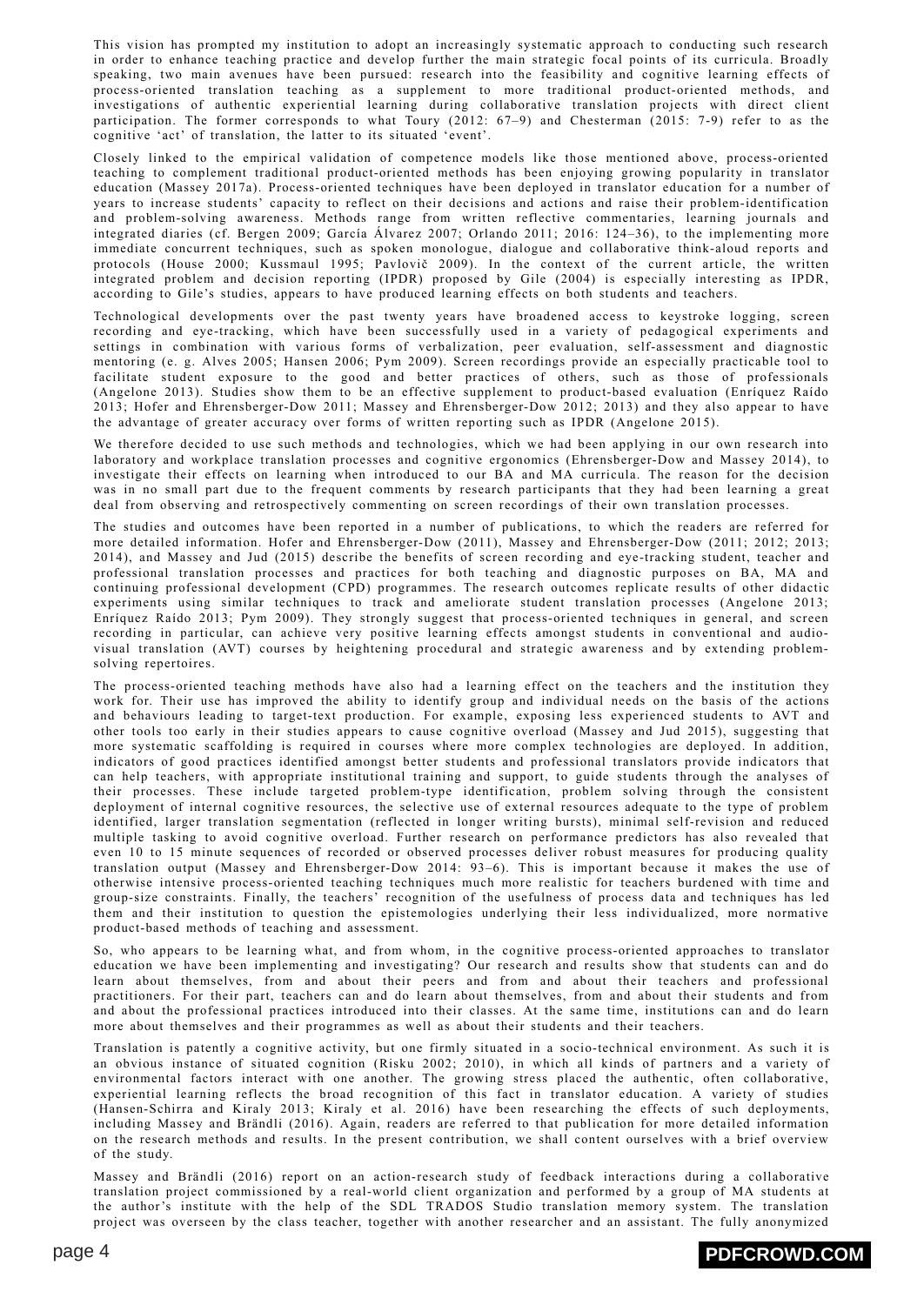This vision has prompted my institution to adopt an increasingly systematic approach to conducting such research in order to enhance teaching practice and develop further the main strategic focal points of its curricula. Broadly speaking, two main avenues have been pursued: research into the feasibility and cognitive learning effects of process-oriented translation teaching as a supplement to more traditional product-oriented methods, and investigations of authentic experiential learning during collaborative translation projects with direct client participation. The former corresponds to what Toury (2012: 67–9) and Chesterman (2015: 7-9) refer to as the cognitive 'act' of translation, the latter to its situated 'event'.

Closely linked to the empirical validation of competence models like those mentioned above, process-oriented teaching to complement traditional product-oriented methods has been enjoying growing popularity in translator education (Massey 2017a). Process-oriented techniques have been deployed in translator education for a number of years to increase students' capacity to reflect on their decisions and actions and raise their problem-identification and problem-solving awareness. Methods range from written reflective commentaries, learning journals and integrated diaries (cf. Bergen 2009; García Álvarez 2007; Orlando 2011; 2016: 124–36), to the implementing more immediate concurrent techniques, such as spoken monologue, dialogue and collaborative think-aloud reports and protocols (House 2000; Kussmaul 1995; Pavlovič 2009). In the context of the current article, the written integrated problem and decision reporting (IPDR) proposed by Gile (2004) is especially interesting as IPDR, according to Gile's studies, appears to have produced learning effects on both students and teachers.

Technological developments over the past twenty years have broadened access to keystroke logging, screen recording and eye-tracking, which have been successfully used in a variety of pedagogical experiments and settings in combination with various forms of verbalization, peer evaluation, self-assessment and diagnostic mentoring (e. g. Alves 2005; Hansen 2006; Pym 2009). Screen recordings provide an especially practicable tool to facilitate student exposure to the good and better practices of others, such as those of professionals (Angelone 2013). Studies show them to be an effective supplement to product-based evaluation (Enríquez Raído 2013; Hofer and Ehrensberger-Dow 2011; Massey and Ehrensberger-Dow 2012; 2013) and they also appear to have the advantage of greater accuracy over forms of written reporting such as IPDR (Angelone 2015).

We therefore decided to use such methods and technologies, which we had been applying in our own research into laboratory and workplace translation processes and cognitive ergonomics (Ehrensberger-Dow and Massey 2014), to investigate their effects on learning when introduced to our BA and MA curricula. The reason for the decision was in no small part due to the frequent comments by research participants that they had been learning a great deal from observing and retrospectively commenting on screen recordings of their own translation processes.

The studies and outcomes have been reported in a number of publications, to which the readers are referred for more detailed information. Hofer and Ehrensberger-Dow (2011), Massey and Ehrensberger-Dow (2011; 2012; 2013; 2014), and Massey and Jud (2015) describe the benefits of screen recording and eye-tracking student, teacher and professional translation processes and practices for both teaching and diagnostic purposes on BA, MA and continuing professional development (CPD) programmes. The research outcomes replicate results of other didactic experiments using similar techniques to track and ameliorate student translation processes (Angelone 2013; Enríquez Raído 2013; Pym 2009). They strongly suggest that process-oriented techniques in general, and screen recording in particular, can achieve very positive learning effects amongst students in conventional and audio-visual translation (AVT) courses by heightening procedural and strategic awareness and by extending problem-solving repertoires.

The process-oriented teaching methods have also had a learning effect on the teachers and the institution they work for. Their use has improved the ability to identify group and individual needs on the basis of the actions and behaviours leading to target-text production. For example, exposing less experienced students to AVT and other tools too early in their studies appears to cause cognitive overload (Massey and Jud 2015), suggesting that more systematic scaffolding is required in courses where more complex technologies are deployed. In addition, indicators of good practices identified amongst better students and professional translators provide indicators that can help teachers, with appropriate institutional training and support, to guide students through the analyses of their processes. These include targeted problem-type identification, problem solving through the consistent deployment of internal cognitive resources, the selective use of external resources adequate to the type of problem identified, larger translation segmentation (reflected in longer writing bursts), minimal self-revision and reduced multiple tasking to avoid cognitive overload. Further research on performance predictors has also revealed that even 10 to 15 minute sequences of recorded or observed processes deliver robust measures for producing quality translation output (Massey and Ehrensberger-Dow 2014: 93–6). This is important because it makes the use of otherwise intensive process-oriented teaching techniques much more realistic for teachers burdened with time and group-size constraints. Finally, the teachers' recognition of the usefulness of process data and techniques has led them and their institution to question the epistemologies underlying their less individualized, more normative product-based methods of teaching and assessment.

So, who appears to be learning what, and from whom, in the cognitive process-oriented approaches to translator education we have been implementing and investigating? Our research and results show that students can and do learn about themselves, from and about their peers and from and about their teachers and professional practitioners. For their part, teachers can and do learn about themselves, from and about their students and from and about the professional practices introduced into their classes. At the same time, institutions can and do learn more about themselves and their programmes as well as about their students and their teachers.

Translation is patently a cognitive activity, but one firmly situated in a socio-technical environment. As such it is an obvious instance of situated cognition (Risku 2002; 2010), in which all kinds of partners and a variety of environmental factors interact with one another. The growing stress placed the authentic, often collaborative, experiential learning reflects the broad recognition of this fact in translator education. A variety of studies (Hansen-Schirra and Kiraly 2013; Kiraly et al. 2016) have been researching the effects of such deployments, including Massey and Brändli (2016). Again, readers are referred to that publication for more detailed information on the research methods and results. In the present contribution, we shall content ourselves with a brief overview of the study.

Massey and Brändli (2016) report on an action-research study of feedback interactions during a collaborative translation project commissioned by a real-world client organization and performed by a group of MA students at the author's institute with the help of the SDL TRADOS Studio translation memory system. The translation project was overseen by the class teacher, together with another researcher and an assistant. The fully anonymized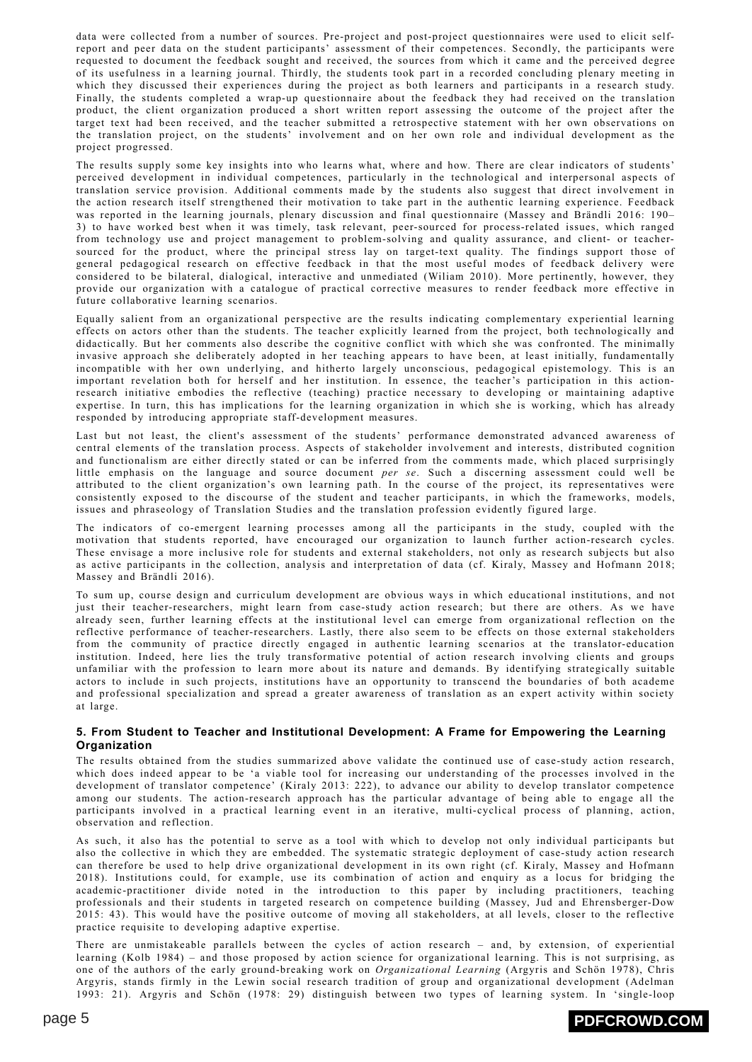data were collected from a number of sources. Pre-project and post-project questionnaires were used to elicit self-report and peer data on the student participants' assessment of their competences. Secondly, the participants were requested to document the feedback sought and received, the sources from which it came and the perceived degree of its usefulness in a learning journal. Thirdly, the students took part in a recorded concluding plenary meeting in which they discussed their experiences during the project as both learners and participants in a research study. Finally, the students completed a wrap-up questionnaire about the feedback they had received on the translation product, the client organization produced a short written report assessing the outcome of the project after the target text had been received, and the teacher submitted a retrospective statement with her own observations on the translation project, on the students' involvement and on her own role and individual development as the project progressed.

The results supply some key insights into who learns what, where and how. There are clear indicators of students' perceived development in individual competences, particularly in the technological and interpersonal aspects of translation service provision. Additional comments made by the students also suggest that direct involvement in the action research itself strengthened their motivation to take part in the authentic learning experience. Feedback was reported in the learning journals, plenary discussion and final questionnaire (Massey and Brändli 2016: 190–3) to have worked best when it was timely, task relevant, peer-sourced for process-related issues, which ranged from technology use and project management to problem-solving and quality assurance, and client- or teacher-sourced for the product, where the principal stress lay on target-text quality. The findings support those of general pedagogical research on effective feedback in that the most useful modes of feedback delivery were considered to be bilateral, dialogical, interactive and unmediated (Wiliam 2010). More pertinently, however, they provide our organization with a catalogue of practical corrective measures to render feedback more effective in future collaborative learning scenarios.

Equally salient from an organizational perspective are the results indicating complementary experiential learning effects on actors other than the students. The teacher explicitly learned from the project, both technologically and didactically. But her comments also describe the cognitive conflict with which she was confronted. The minimally invasive approach she deliberately adopted in her teaching appears to have been, at least initially, fundamentally incompatible with her own underlying, and hitherto largely unconscious, pedagogical epistemology. This is an important revelation both for herself and her institution. In essence, the teacher's participation in this action-research initiative embodies the reflective (teaching) practice necessary to developing or maintaining adaptive expertise. In turn, this has implications for the learning organization in which she is working, which has already responded by introducing appropriate staff-development measures.

Last but not least, the client's assessment of the students' performance demonstrated advanced awareness of central elements of the translation process. Aspects of stakeholder involvement and interests, distributed cognition and functionalism are either directly stated or can be inferred from the comments made, which placed surprisingly little emphasis on the language and source document *per se*. Such a discerning assessment could well be attributed to the client organization's own learning path. In the course of the project, its representatives were consistently exposed to the discourse of the student and teacher participants, in which the frameworks, models, issues and phraseology of Translation Studies and the translation profession evidently figured large.

The indicators of co-emergent learning processes among all the participants in the study, coupled with the motivation that students reported, have encouraged our organization to launch further action-research cycles. These envisage a more inclusive role for students and external stakeholders, not only as research subjects but also as active participants in the collection, analysis and interpretation of data (cf. Kiraly, Massey and Hofmann 2018; Massey and Brändli 2016).

To sum up, course design and curriculum development are obvious ways in which educational institutions, and not just their teacher-researchers, might learn from case-study action research; but there are others. As we have already seen, further learning effects at the institutional level can emerge from organizational reflection on the reflective performance of teacher-researchers. Lastly, there also seem to be effects on those external stakeholders from the community of practice directly engaged in authentic learning scenarios at the translator-education institution. Indeed, here lies the truly transformative potential of action research involving clients and groups unfamiliar with the profession to learn more about its nature and demands. By identifying strategically suitable actors to include in such projects, institutions have an opportunity to transcend the boundaries of both academe and professional specialization and spread a greater awareness of translation as an expert activity within society at large.

## 5. From Student to Teacher and Institutional Development: A Frame for Empowering the Learning Organization

The results obtained from the studies summarized above validate the continued use of case-study action research, which does indeed appear to be 'a viable tool for increasing our understanding of the processes involved in the development of translator competence' (Kiraly 2013: 222), to advance our ability to develop translator competence among our students. The action-research approach has the particular advantage of being able to engage all the participants involved in a practical learning event in an iterative, multi-cyclical process of planning, action, observation and reflection.

As such, it also has the potential to serve as a tool with which to develop not only individual participants but also the collective in which they are embedded. The systematic strategic deployment of case-study action research can therefore be used to help drive organizational development in its own right (cf. Kiraly, Massey and Hofmann 2018). Institutions could, for example, use its combination of action and enquiry as a locus for bridging the academic-practitioner divide noted in the introduction to this paper by including practitioners, teaching professionals and their students in targeted research on competence building (Massey, Jud and Ehrensberger-Dow 2015: 43). This would have the positive outcome of moving all stakeholders, at all levels, closer to the reflective practice requisite to developing adaptive expertise.

There are unmistakeable parallels between the cycles of action research – and, by extension, of experiential learning (Kolb 1984) – and those proposed by action science for organizational learning. This is not surprising, as one of the authors of the early ground-breaking work on *Organizational Learning* (Argyris and Schön 1978), Chris Argyris, stands firmly in the Lewin social research tradition of group and organizational development (Adelman 1993: 21). Argyris and Schön (1978: 29) distinguish between two types of learning system. In 'single-loop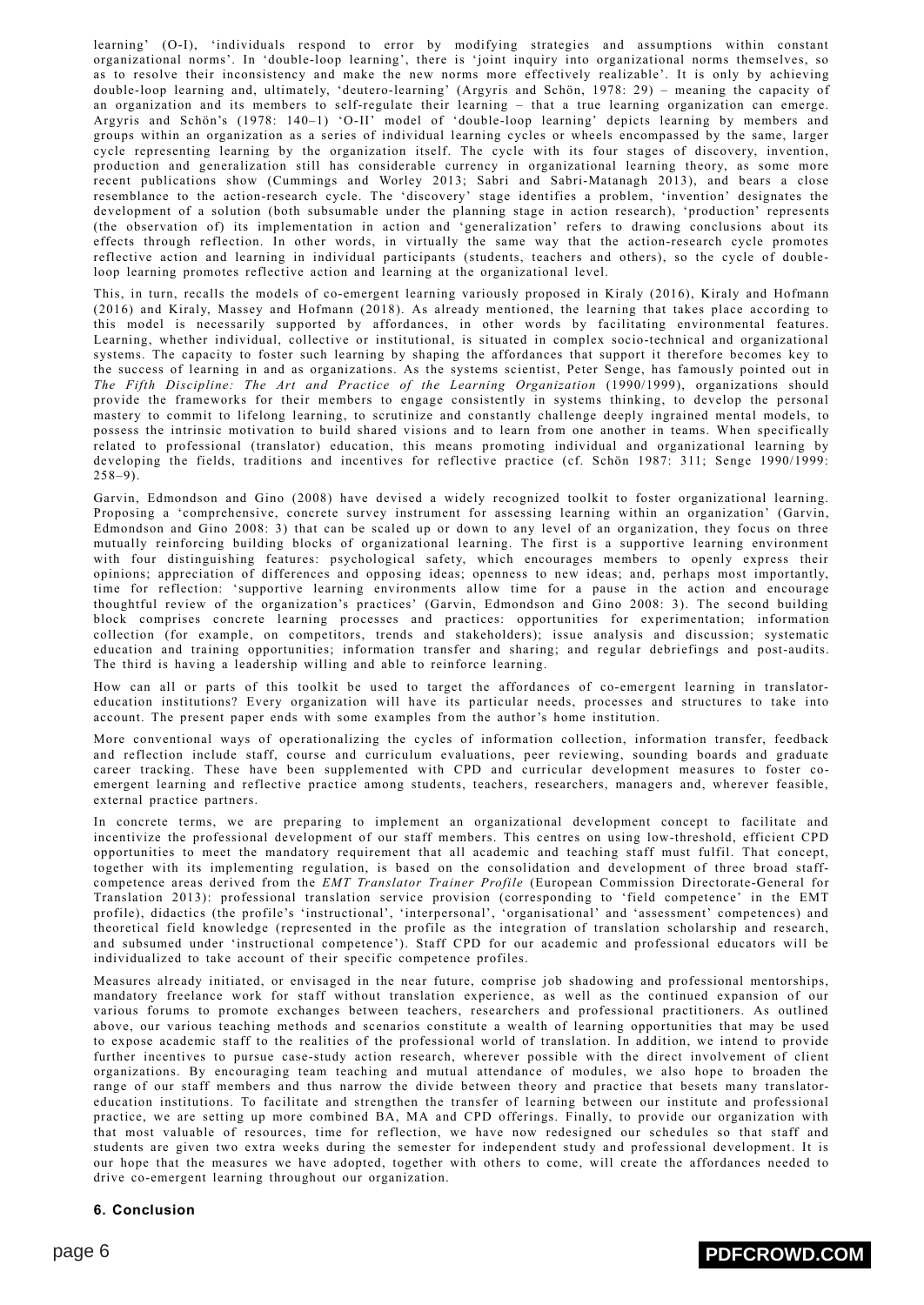learning' (O-I), 'individuals respond to error by modifying strategies and assumptions within constant organizational norms'. In 'double-loop learning', there is 'joint inquiry into organizational norms themselves, so as to resolve their inconsistency and make the new norms more effectively realizable'. It is only by achieving double-loop learning and, ultimately, 'deutero-learning' (Argyris and Schön, 1978: 29) – meaning the capacity of an organization and its members to self-regulate their learning – that a true learning organization can emerge. Argyris and Schön's (1978: 140–1) 'O-II' model of 'double-loop learning' depicts learning by members and groups within an organization as a series of individual learning cycles or wheels encompassed by the same, larger cycle representing learning by the organization itself. The cycle with its four stages of discovery, invention, production and generalization still has considerable currency in organizational learning theory, as some more recent publications show (Cummings and Worley 2013; Sabri and Sabri-Matanagh 2013), and bears a close resemblance to the action-research cycle. The 'discovery' stage identifies a problem, 'invention' designates the development of a solution (both subsumable under the planning stage in action research), 'production' represents (the observation of) its implementation in action and 'generalization' refers to drawing conclusions about its effects through reflection. In other words, in virtually the same way that the action-research cycle promotes reflective action and learning in individual participants (students, teachers and others), so the cycle of double-loop learning promotes reflective action and learning at the organizational level.

This, in turn, recalls the models of co-emergent learning variously proposed in Kiraly (2016), Kiraly and Hofmann (2016) and Kiraly, Massey and Hofmann (2018). As already mentioned, the learning that takes place according to this model is necessarily supported by affordances, in other words by facilitating environmental features. Learning, whether individual, collective or institutional, is situated in complex socio-technical and organizational systems. The capacity to foster such learning by shaping the affordances that support it therefore becomes key to the success of learning in and as organizations. As the systems scientist, Peter Senge, has famously pointed out in *The Fifth Discipline: The Art and Practice of the Learning Organization* (1990/1999), organizations should provide the frameworks for their members to engage consistently in systems thinking, to develop the personal mastery to commit to lifelong learning, to scrutinize and constantly challenge deeply ingrained mental models, to possess the intrinsic motivation to build shared visions and to learn from one another in teams. When specifically related to professional (translator) education, this means promoting individual and organizational learning by developing the fields, traditions and incentives for reflective practice (cf. Schön 1987: 311; Senge 1990/1999: 258–9).

Garvin, Edmondson and Gino (2008) have devised a widely recognized toolkit to foster organizational learning. Proposing a 'comprehensive, concrete survey instrument for assessing learning within an organization' (Garvin, Edmondson and Gino 2008: 3) that can be scaled up or down to any level of an organization, they focus on three mutually reinforcing building blocks of organizational learning. The first is a supportive learning environment with four distinguishing features: psychological safety, which encourages members to openly express their opinions; appreciation of differences and opposing ideas; openness to new ideas; and, perhaps most importantly, time for reflection: 'supportive learning environments allow time for a pause in the action and encourage thoughtful review of the organization's practices' (Garvin, Edmondson and Gino 2008: 3). The second building block comprises concrete learning processes and practices: opportunities for experimentation; information collection (for example, on competitors, trends and stakeholders); issue analysis and discussion; systematic education and training opportunities; information transfer and sharing; and regular debriefings and post-audits. The third is having a leadership willing and able to reinforce learning.

How can all or parts of this toolkit be used to target the affordances of co-emergent learning in translator-education institutions? Every organization will have its particular needs, processes and structures to take into account. The present paper ends with some examples from the author's home institution.

More conventional ways of operationalizing the cycles of information collection, information transfer, feedback and reflection include staff, course and curriculum evaluations, peer reviewing, sounding boards and graduate career tracking. These have been supplemented with CPD and curricular development measures to foster co-emergent learning and reflective practice among students, teachers, researchers, managers and, wherever feasible, external practice partners.

In concrete terms, we are preparing to implement an organizational development concept to facilitate and incentivize the professional development of our staff members. This centres on using low-threshold, efficient CPD opportunities to meet the mandatory requirement that all academic and teaching staff must fulfil. That concept, together with its implementing regulation, is based on the consolidation and development of three broad staff-competence areas derived from the *EMT Translator Trainer Profile* (European Commission Directorate-General for Translation 2013): professional translation service provision (corresponding to 'field competence' in the EMT profile), didactics (the profile's 'instructional', 'interpersonal', 'organisational' and 'assessment' competences) and theoretical field knowledge (represented in the profile as the integration of translation scholarship and research, and subsumed under 'instructional competence'). Staff CPD for our academic and professional educators will be individualized to take account of their specific competence profiles.

Measures already initiated, or envisaged in the near future, comprise job shadowing and professional mentorships, mandatory freelance work for staff without translation experience, as well as the continued expansion of our various forums to promote exchanges between teachers, researchers and professional practitioners. As outlined above, our various teaching methods and scenarios constitute a wealth of learning opportunities that may be used to expose academic staff to the realities of the professional world of translation. In addition, we intend to provide further incentives to pursue case-study action research, wherever possible with the direct involvement of client organizations. By encouraging team teaching and mutual attendance of modules, we also hope to broaden the range of our staff members and thus narrow the divide between theory and practice that besets many translator-education institutions. To facilitate and strengthen the transfer of learning between our institute and professional practice, we are setting up more combined BA, MA and CPD offerings. Finally, to provide our organization with that most valuable of resources, time for reflection, we have now redesigned our schedules so that staff and students are given two extra weeks during the semester for independent study and professional development. It is our hope that the measures we have adopted, together with others to come, will create the affordances needed to drive co-emergent learning throughout our organization.

## 6. Conclusion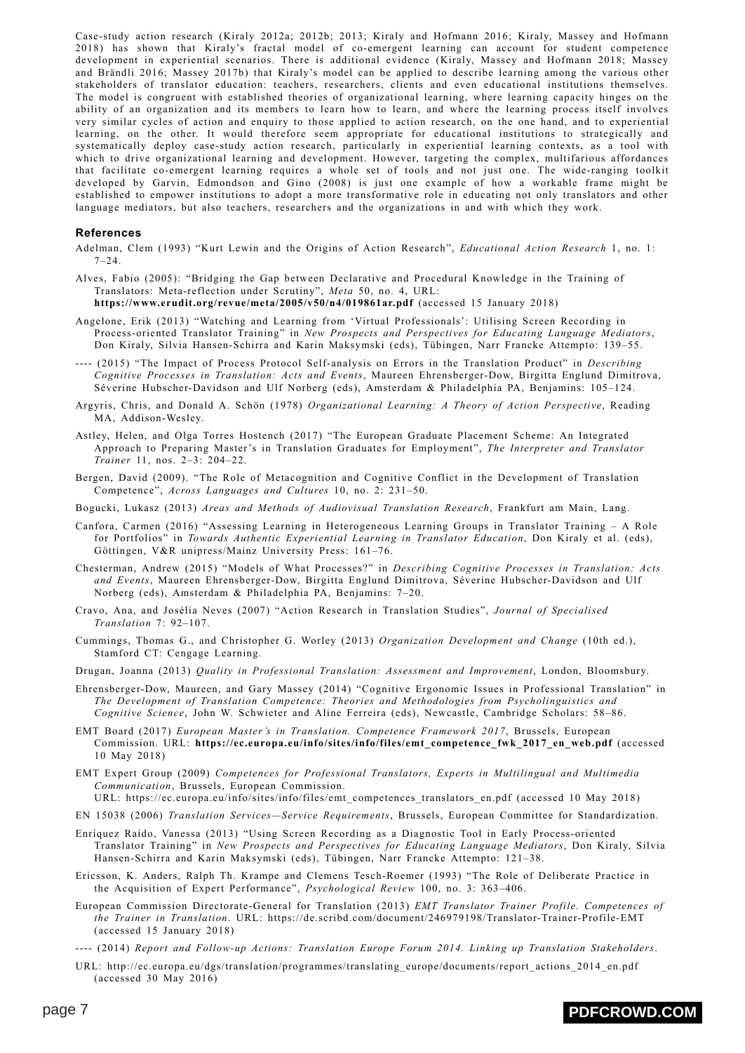Case-study action research (Kiraly 2012a; 2012b; 2013; Kiraly and Hofmann 2016; Kiraly, Massey and Hofmann 2018) has shown that Kiraly's fractal model of co-emergent learning can account for student competence development in experiential scenarios. There is additional evidence (Kiraly, Massey and Hofmann 2018; Massey and Brändli 2016; Massey 2017b) that Kiraly's model can be applied to describe learning among the various other stakeholders of translator education: teachers, researchers, clients and even educational institutions themselves. The model is congruent with established theories of organizational learning, where learning capacity hinges on the ability of an organization and its members to learn how to learn, and where the learning process itself involves very similar cycles of action and enquiry to those applied to action research, on the one hand, and to experiential learning, on the other. It would therefore seem appropriate for educational institutions to strategically and systematically deploy case-study action research, particularly in experiential learning contexts, as a tool with which to drive organizational learning and development. However, targeting the complex, multifarious affordances that facilitate co-emergent learning requires a whole set of tools and not just one. The wide-ranging toolkit developed by Garvin, Edmondson and Gino (2008) is just one example of how a workable frame might be established to empower institutions to adopt a more transformative role in educating not only translators and other language mediators, but also teachers, researchers and the organizations in and with which they work.

### References

Adelman, Clem (1993) "Kurt Lewin and the Origins of Action Research", *Educational Action Research* 1, no. 1: 7–24.

Alves, Fabio (2005): "Bridging the Gap between Declarative and Procedural Knowledge in the Training of Translators: Meta-reflection under Scrutiny", *Meta* 50, no. 4, URL: **https://www.erudit.org/revue/meta/2005/v50/n4/019861ar.pdf** (accessed 15 January 2018)

Angelone, Erik (2013) "Watching and Learning from 'Virtual Professionals': Utilising Screen Recording in Process-oriented Translator Training" in *New Prospects and Perspectives for Educating Language Mediators*, Don Kiraly, Silvia Hansen-Schirra and Karin Maksymski (eds), Tübingen, Narr Francke Attempto: 139–55.

---- (2015) "The Impact of Process Protocol Self-analysis on Errors in the Translation Product" in *Describing Cognitive Processes in Translation: Acts and Events*, Maureen Ehrensberger-Dow, Birgitta Englund Dimitrova, Séverine Hubscher-Davidson and Ulf Norberg (eds), Amsterdam & Philadelphia PA, Benjamins: 105–124.

Argyris, Chris, and Donald A. Schön (1978) *Organizational Learning: A Theory of Action Perspective*, Reading MA, Addison-Wesley.

Astley, Helen, and Olga Torres Hostench (2017) "The European Graduate Placement Scheme: An Integrated Approach to Preparing Master's in Translation Graduates for Employment", *The Interpreter and Translator Trainer* 11, nos. 2–3: 204–22.

Bergen, David (2009). "The Role of Metacognition and Cognitive Conflict in the Development of Translation Competence", *Across Languages and Cultures* 10, no. 2: 231–50.

Bogucki, Lukasz (2013) *Areas and Methods of Audiovisual Translation Research*, Frankfurt am Main, Lang.

Canfora, Carmen (2016) "Assessing Learning in Heterogeneous Learning Groups in Translator Training – A Role for Portfolios" in *Towards Authentic Experiential Learning in Translator Education*, Don Kiraly et al. (eds), Göttingen, V&R unipress/Mainz University Press: 161–76.

Chesterman, Andrew (2015) "Models of What Processes?" in *Describing Cognitive Processes in Translation: Acts and Events*, Maureen Ehrensberger-Dow, Birgitta Englund Dimitrova, Séverine Hubscher-Davidson and Ulf Norberg (eds), Amsterdam & Philadelphia PA, Benjamins: 7–20.

Cravo, Ana, and Josélia Neves (2007) "Action Research in Translation Studies", *Journal of Specialised Translation* 7: 92–107.

Cummings, Thomas G., and Christopher G. Worley (2013) *Organization Development and Change* (10th ed.), Stamford CT: Cengage Learning.

Drugan, Joanna (2013) *Quality in Professional Translation: Assessment and Improvement*, London, Bloomsbury.

Ehrensberger-Dow, Maureen, and Gary Massey (2014) "Cognitive Ergonomic Issues in Professional Translation" in *The Development of Translation Competence: Theories and Methodologies from Psycholinguistics and Cognitive Science*, John W. Schwieter and Aline Ferreira (eds), Newcastle, Cambridge Scholars: 58–86.

EMT Board (2017) *European Master's in Translation. Competence Framework 2017*, Brussels, European Commission. URL: **https://ec.europa.eu/info/sites/info/files/emt_competence_fwk_2017_en_web.pdf** (accessed 10 May 2018)

EMT Expert Group (2009) *Competences for Professional Translators, Experts in Multilingual and Multimedia Communication*, Brussels, European Commission.
URL: https://ec.europa.eu/info/sites/info/files/emt_competences_translators_en.pdf (accessed 10 May 2018)

EN 15038 (2006) *Translation Services—Service Requirements*, Brussels, European Committee for Standardization.

Enríquez Raído, Vanessa (2013) "Using Screen Recording as a Diagnostic Tool in Early Process-oriented Translator Training" in *New Prospects and Perspectives for Educating Language Mediators*, Don Kiraly, Silvia Hansen-Schirra and Karin Maksymski (eds), Tübingen, Narr Francke Attempto: 121–38.

Ericsson, K. Anders, Ralph Th. Krampe and Clemens Tesch-Roemer (1993) "The Role of Deliberate Practice in the Acquisition of Expert Performance", *Psychological Review* 100, no. 3: 363–406.

European Commission Directorate-General for Translation (2013) *EMT Translator Trainer Profile. Competences of the Trainer in Translation*. URL: https://de.scribd.com/document/246979198/Translator-Trainer-Profile-EMT (accessed 15 January 2018)

---- (2014) *Report and Follow-up Actions: Translation Europe Forum 2014. Linking up Translation Stakeholders*.

URL: http://ec.europa.eu/dgs/translation/programmes/translating_europe/documents/report_actions_2014_en.pdf (accessed 30 May 2016)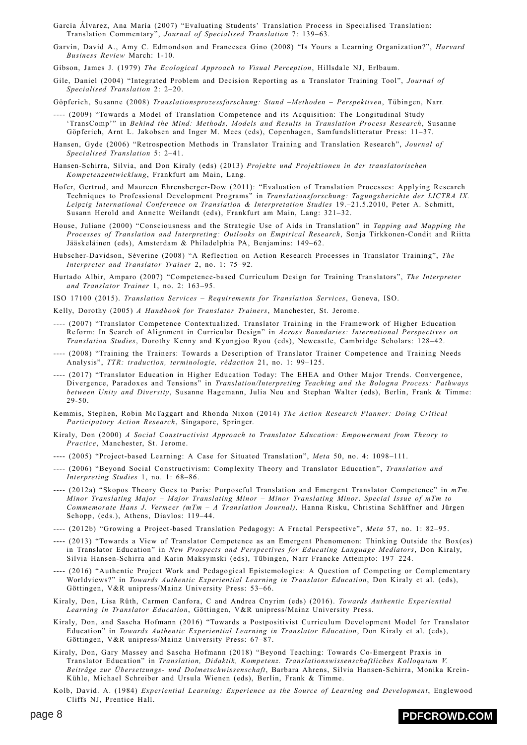García Álvarez, Ana María (2007) "Evaluating Students' Translation Process in Specialised Translation: Translation Commentary", *Journal of Specialised Translation* 7: 139–63.

Garvin, David A., Amy C. Edmondson and Francesca Gino (2008) "Is Yours a Learning Organization?", *Harvard Business Review* March: 1-10.

Gibson, James J. (1979) *The Ecological Approach to Visual Perception*, Hillsdale NJ, Erlbaum.

Gile, Daniel (2004) "Integrated Problem and Decision Reporting as a Translator Training Tool", *Journal of Specialised Translation* 2: 2–20.

Göpferich, Susanne (2008) *Translationsprozessforschung: Stand –Methoden – Perspektiven*, Tübingen, Narr.

---- (2009) "Towards a Model of Translation Competence and its Acquisition: The Longitudinal Study 'TransComp'" in *Behind the Mind: Methods, Models and Results in Translation Process Research*, Susanne Göpferich, Arnt L. Jakobsen and Inger M. Mees (eds), Copenhagen, Samfundslitteratur Press: 11–37.

Hansen, Gyde (2006) "Retrospection Methods in Translator Training and Translation Research", *Journal of Specialised Translation* 5: 2–41.

Hansen-Schirra, Silvia, and Don Kiraly (eds) (2013) *Projekte und Projektionen in der translatorischen Kompetenzentwicklung*, Frankfurt am Main, Lang.

Hofer, Gertrud, and Maureen Ehrensberger-Dow (2011): "Evaluation of Translation Processes: Applying Research Techniques to Professional Development Programs" in *Translationsforschung: Tagungsberichte der LICTRA IX. Leipzig International Conference on Translation & Interpretation Studies* 19.–21.5.2010, Peter A. Schmitt, Susann Herold and Annette Weilandt (eds), Frankfurt am Main, Lang: 321–32.

House, Juliane (2000) "Consciousness and the Strategic Use of Aids in Translation" in *Tapping and Mapping the Processes of Translation and Interpreting: Outlooks on Empirical Research*, Sonja Tirkkonen-Condit and Riitta Jääskeläinen (eds), Amsterdam & Philadelphia PA, Benjamins: 149–62.

Hubscher-Davidson, Séverine (2008) "A Reflection on Action Research Processes in Translator Training", *The Interpreter and Translator Trainer* 2, no. 1: 75–92.

Hurtado Albir, Amparo (2007) "Competence-based Curriculum Design for Training Translators", *The Interpreter and Translator Trainer* 1, no. 2: 163–95.

ISO 17100 (2015). *Translation Services – Requirements for Translation Services*, Geneva, ISO.

Kelly, Dorothy (2005) *A Handbook for Translator Trainers*, Manchester, St. Jerome.

---- (2007) "Translator Competence Contextualized. Translator Training in the Framework of Higher Education Reform: In Search of Alignment in Curricular Design" in *Across Boundaries: International Perspectives on Translation Studies*, Dorothy Kenny and Kyongjoo Ryou (eds), Newcastle, Cambridge Scholars: 128–42.

---- (2008) "Training the Trainers: Towards a Description of Translator Trainer Competence and Training Needs Analysis", *TTR: traduction, terminologie, rédaction* 21, no. 1: 99–125.

---- (2017) "Translator Education in Higher Education Today: The EHEA and Other Major Trends. Convergence, Divergence, Paradoxes and Tensions" in *Translation/Interpreting Teaching and the Bologna Process: Pathways between Unity and Diversity*, Susanne Hagemann, Julia Neu and Stephan Walter (eds), Berlin, Frank & Timme: 29-50.

Kemmis, Stephen, Robin McTaggart and Rhonda Nixon (2014) *The Action Research Planner: Doing Critical Participatory Action Research*, Singapore, Springer.

Kiraly, Don (2000) *A Social Constructivist Approach to Translator Education: Empowerment from Theory to Practice*, Manchester, St. Jerome.

---- (2005) "Project-based Learning: A Case for Situated Translation", *Meta* 50, no. 4: 1098–111.

---- (2006) "Beyond Social Constructivism: Complexity Theory and Translator Education", *Translation and Interpreting Studies* 1, no. 1: 68–86.

---- (2012a) "Skopos Theory Goes to Paris: Purposeful Translation and Emergent Translator Competence" in *mTm. Minor Translating Major – Major Translating Minor – Minor Translating Minor. Special Issue of mTm to Commemorate Hans J. Vermeer (mTm – A Translation Journal),* Hanna Risku, Christina Schäffner and Jürgen Schopp, (eds.), Athens, Diavlos: 119–44.

---- (2012b) "Growing a Project-based Translation Pedagogy: A Fractal Perspective", *Meta* 57, no. 1: 82–95.

---- (2013) "Towards a View of Translator Competence as an Emergent Phenomenon: Thinking Outside the Box(es) in Translator Education" in *New Prospects and Perspectives for Educating Language Mediators*, Don Kiraly, Silvia Hansen-Schirra and Karin Maksymski (eds), Tübingen, Narr Francke Attempto: 197–224.

---- (2016) "Authentic Project Work and Pedagogical Epistemologies: A Question of Competing or Complementary Worldviews?" in *Towards Authentic Experiential Learning in Translator Education*, Don Kiraly et al. (eds), Göttingen, V&R unipress/Mainz University Press: 53–66.

Kiraly, Don, Lisa Rüth, Carmen Canfora, C and Andrea Cnyrim (eds) (2016). *Towards Authentic Experiential Learning in Translator Education*, Göttingen, V&R unipress/Mainz University Press.

Kiraly, Don, and Sascha Hofmann (2016) "Towards a Postpositivist Curriculum Development Model for Translator Education" in *Towards Authentic Experiential Learning in Translator Education*, Don Kiraly et al. (eds), Göttingen, V&R unipress/Mainz University Press: 67–87.

Kiraly, Don, Gary Massey and Sascha Hofmann (2018) "Beyond Teaching: Towards Co-Emergent Praxis in Translator Education" in *Translation, Didaktik, Kompetenz. Translationswissenschaftliches Kolloquium V. Beiträge zur Übersetzungs- und Dolmetschwissenschaft*, Barbara Ahrens, Silvia Hansen-Schirra, Monika Krein-Kühle, Michael Schreiber and Ursula Wienen (eds), Berlin, Frank & Timme.

Kolb, David. A. (1984) *Experiential Learning: Experience as the Source of Learning and Development*, Englewood Cliffs NJ, Prentice Hall.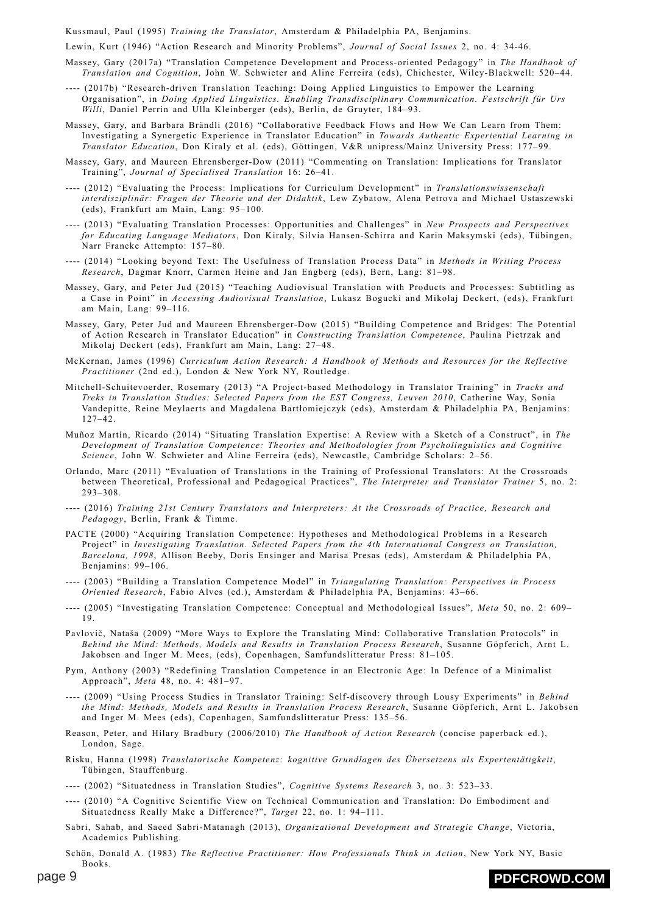Kussmaul, Paul (1995) *Training the Translator*, Amsterdam & Philadelphia PA, Benjamins.

Lewin, Kurt (1946) "Action Research and Minority Problems", *Journal of Social Issues* 2, no. 4: 34-46.

Massey, Gary (2017a) "Translation Competence Development and Process-oriented Pedagogy" in *The Handbook of Translation and Cognition*, John W. Schwieter and Aline Ferreira (eds), Chichester, Wiley-Blackwell: 520–44.

---- (2017b) "Research-driven Translation Teaching: Doing Applied Linguistics to Empower the Learning Organisation", in *Doing Applied Linguistics. Enabling Transdisciplinary Communication. Festschrift für Urs Willi*, Daniel Perrin and Ulla Kleinberger (eds), Berlin, de Gruyter, 184–93.

Massey, Gary, and Barbara Brändli (2016) "Collaborative Feedback Flows and How We Can Learn from Them: Investigating a Synergetic Experience in Translator Education" in *Towards Authentic Experiential Learning in Translator Education*, Don Kiraly et al. (eds), Göttingen, V&R unipress/Mainz University Press: 177–99.

Massey, Gary, and Maureen Ehrensberger-Dow (2011) "Commenting on Translation: Implications for Translator Training", *Journal of Specialised Translation* 16: 26–41.

---- (2012) "Evaluating the Process: Implications for Curriculum Development" in *Translationswissenschaft interdisziplinär: Fragen der Theorie und der Didaktik*, Lew Zybatow, Alena Petrova and Michael Ustaszewski (eds), Frankfurt am Main, Lang: 95–100.

---- (2013) "Evaluating Translation Processes: Opportunities and Challenges" in *New Prospects and Perspectives for Educating Language Mediators*, Don Kiraly, Silvia Hansen-Schirra and Karin Maksymski (eds), Tübingen, Narr Francke Attempto: 157–80.

---- (2014) "Looking beyond Text: The Usefulness of Translation Process Data" in *Methods in Writing Process Research*, Dagmar Knorr, Carmen Heine and Jan Engberg (eds), Bern, Lang: 81–98.

Massey, Gary, and Peter Jud (2015) "Teaching Audiovisual Translation with Products and Processes: Subtitling as a Case in Point" in *Accessing Audiovisual Translation*, Lukasz Bogucki and Mikolaj Deckert, (eds), Frankfurt am Main, Lang: 99–116.

Massey, Gary, Peter Jud and Maureen Ehrensberger-Dow (2015) "Building Competence and Bridges: The Potential of Action Research in Translator Education" in *Constructing Translation Competence*, Paulina Pietrzak and Mikolaj Deckert (eds), Frankfurt am Main, Lang: 27–48.

McKernan, James (1996) *Curriculum Action Research: A Handbook of Methods and Resources for the Reflective Practitioner* (2nd ed.), London & New York NY, Routledge.

Mitchell-Schuitevoerder, Rosemary (2013) "A Project-based Methodology in Translator Training" in *Tracks and Treks in Translation Studies: Selected Papers from the EST Congress, Leuven 2010*, Catherine Way, Sonia Vandepitte, Reine Meylaerts and Magdalena Bartłomiejczyk (eds), Amsterdam & Philadelphia PA, Benjamins: 127–42.

Muñoz Martín, Ricardo (2014) "Situating Translation Expertise: A Review with a Sketch of a Construct", in *The Development of Translation Competence: Theories and Methodologies from Psycholinguistics and Cognitive Science*, John W. Schwieter and Aline Ferreira (eds), Newcastle, Cambridge Scholars: 2–56.

Orlando, Marc (2011) "Evaluation of Translations in the Training of Professional Translators: At the Crossroads between Theoretical, Professional and Pedagogical Practices", *The Interpreter and Translator Trainer* 5, no. 2: 293–308.

---- (2016) *Training 21st Century Translators and Interpreters: At the Crossroads of Practice, Research and Pedagogy*, Berlin, Frank & Timme.

PACTE (2000) "Acquiring Translation Competence: Hypotheses and Methodological Problems in a Research Project" in *Investigating Translation. Selected Papers from the 4th International Congress on Translation, Barcelona, 1998*, Allison Beeby, Doris Ensinger and Marisa Presas (eds), Amsterdam & Philadelphia PA, Benjamins: 99–106.

---- (2003) "Building a Translation Competence Model" in *Triangulating Translation: Perspectives in Process Oriented Research*, Fabio Alves (ed.), Amsterdam & Philadelphia PA, Benjamins: 43–66.

---- (2005) "Investigating Translation Competence: Conceptual and Methodological Issues", *Meta* 50, no. 2: 609–19.

Pavlovič, Nataša (2009) "More Ways to Explore the Translating Mind: Collaborative Translation Protocols" in *Behind the Mind: Methods, Models and Results in Translation Process Research*, Susanne Göpferich, Arnt L. Jakobsen and Inger M. Mees, (eds), Copenhagen, Samfundslitteratur Press: 81–105.

Pym, Anthony (2003) "Redefining Translation Competence in an Electronic Age: In Defence of a Minimalist Approach", *Meta* 48, no. 4: 481–97.

---- (2009) "Using Process Studies in Translator Training: Self-discovery through Lousy Experiments" in *Behind the Mind: Methods, Models and Results in Translation Process Research*, Susanne Göpferich, Arnt L. Jakobsen and Inger M. Mees (eds), Copenhagen, Samfundslitteratur Press: 135–56.

Reason, Peter, and Hilary Bradbury (2006/2010) *The Handbook of Action Research* (concise paperback ed.), London, Sage.

Risku, Hanna (1998) *Translatorische Kompetenz: kognitive Grundlagen des Übersetzens als Expertentätigkeit*, Tübingen, Stauffenburg.

---- (2002) "Situatedness in Translation Studies", *Cognitive Systems Research* 3, no. 3: 523–33.

---- (2010) "A Cognitive Scientific View on Technical Communication and Translation: Do Embodiment and Situatedness Really Make a Difference?", *Target* 22, no. 1: 94–111.

Sabri, Sahab, and Saeed Sabri-Matanagh (2013), *Organizational Development and Strategic Change*, Victoria, Academics Publishing.

Schön, Donald A. (1983) *The Reflective Practitioner: How Professionals Think in Action*, New York NY, Basic Books.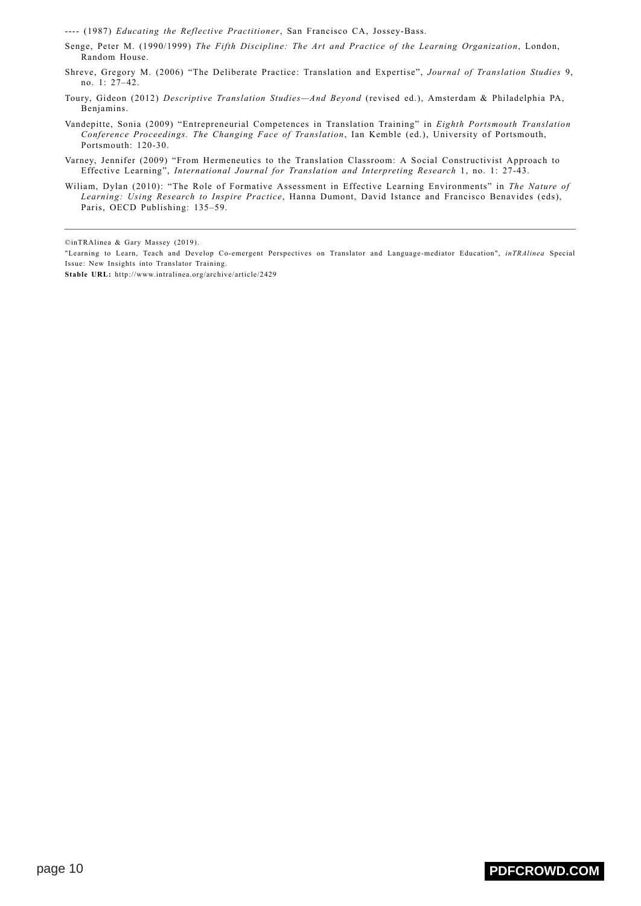---- (1987) *Educating the Reflective Practitioner*, San Francisco CA, Jossey-Bass.

Senge, Peter M. (1990/1999) *The Fifth Discipline: The Art and Practice of the Learning Organization*, London, Random House.

Shreve, Gregory M. (2006) "The Deliberate Practice: Translation and Expertise", *Journal of Translation Studies* 9, no. 1: 27–42.

Toury, Gideon (2012) *Descriptive Translation Studies—And Beyond* (revised ed.), Amsterdam & Philadelphia PA, Benjamins.

Vandepitte, Sonia (2009) "Entrepreneurial Competences in Translation Training" in *Eighth Portsmouth Translation Conference Proceedings. The Changing Face of Translation*, Ian Kemble (ed.), University of Portsmouth, Portsmouth: 120-30.

Varney, Jennifer (2009) "From Hermeneutics to the Translation Classroom: A Social Constructivist Approach to Effective Learning", *International Journal for Translation and Interpreting Research* 1, no. 1: 27-43.

Wiliam, Dylan (2010): "The Role of Formative Assessment in Effective Learning Environments" in *The Nature of Learning: Using Research to Inspire Practice*, Hanna Dumont, David Istance and Francisco Benavides (eds), Paris, OECD Publishing: 135–59.

---

©inTRAlinea & Gary Massey (2019).

"Learning to Learn, Teach and Develop Co-emergent Perspectives on Translator and Language-mediator Education", *inTRAlinea* Special Issue: New Insights into Translator Training.

**Stable URL:** http://www.intralinea.org/archive/article/2429